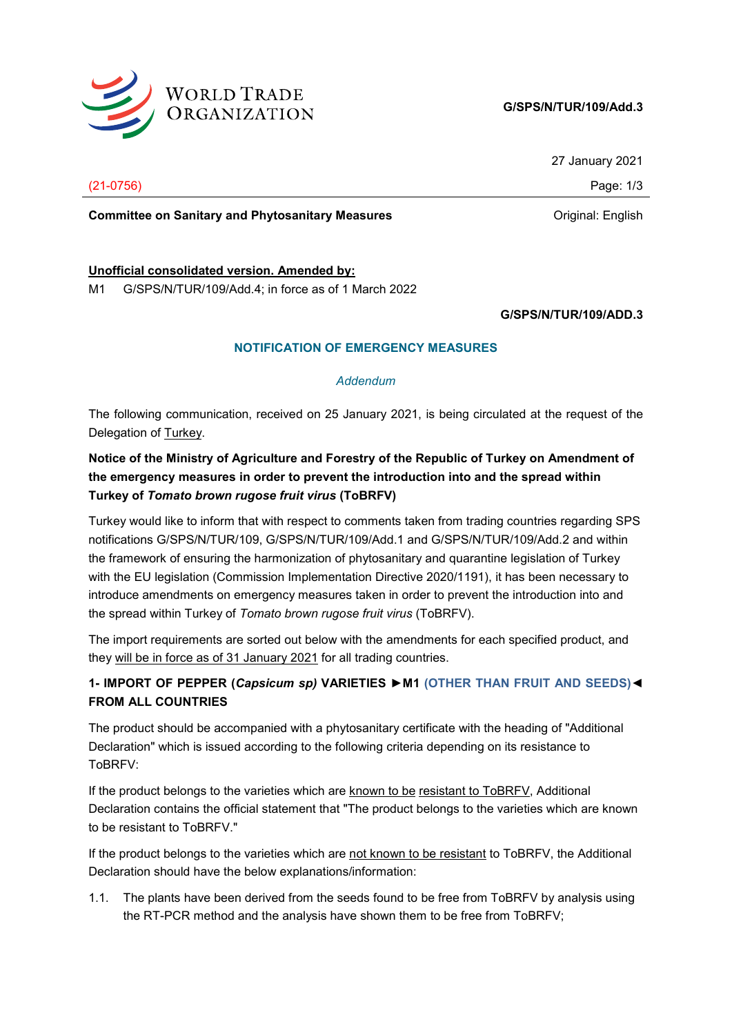**G/SPS/N/TUR/109/Add.3**

27 January 2021

(21-0756)

**Committee on Sanitary and Phytosanitary Measures** Original: English

**Unofficial consolidated version. Amended by:**

M1 G/SPS/N/TUR/109/Add.4; in force as of 1 March 2022

**G/SPS/N/TUR/109/ADD.3**

## NOTIFICATION OF EMERGENCY MEASURES

*Addendum*

The following communication, received on 25 January 2021, is being circulated at the request of the Delegation of Turkey.

**Notice of the Ministry of Agriculture and Forestry of the Republic of Turkey on Amendment of the emergency measures in order to prevent the introduction into and the spread within Turkey of *Tomato brown rugose fruit virus* (ToBRFV)**

Turkey would like to inform that with respect to comments taken from trading countries regarding SPS notifications G/SPS/N/TUR/109, G/SPS/N/TUR/109/Add.1 and G/SPS/N/TUR/109/Add.2 and within the framework of ensuring the harmonization of phytosanitary and quarantine legislation of Turkey with the EU legislation (Commission Implementation Directive 2020/1191), it has been necessary to introduce amendments on emergency measures taken in order to prevent the introduction into and the spread within Turkey of *Tomato brown rugose fruit virus* (ToBRFV).

The import requirements are sorted out below with the amendments for each specified product, and they will be in force as of 31 January 2021 for all trading countries.

**1- IMPORT OF PEPPER (*Capsicum sp)* VARIETIES ►M1 (OTHER THAN FRUIT AND SEEDS)◄ FROM ALL COUNTRIES**

The product should be accompanied with a phytosanitary certificate with the heading of "Additional Declaration" which is issued according to the following criteria depending on its resistance to ToBRFV:

If the product belongs to the varieties which are known to be resistant to ToBRFV, Additional Declaration contains the official statement that "The product belongs to the varieties which are known to be resistant to ToBRFV."

If the product belongs to the varieties which are not known to be resistant to ToBRFV, the Additional Declaration should have the below explanations/information:

1.1. The plants have been derived from the seeds found to be free from ToBRFV by analysis using the RT-PCR method and the analysis have shown them to be free from ToBRFV;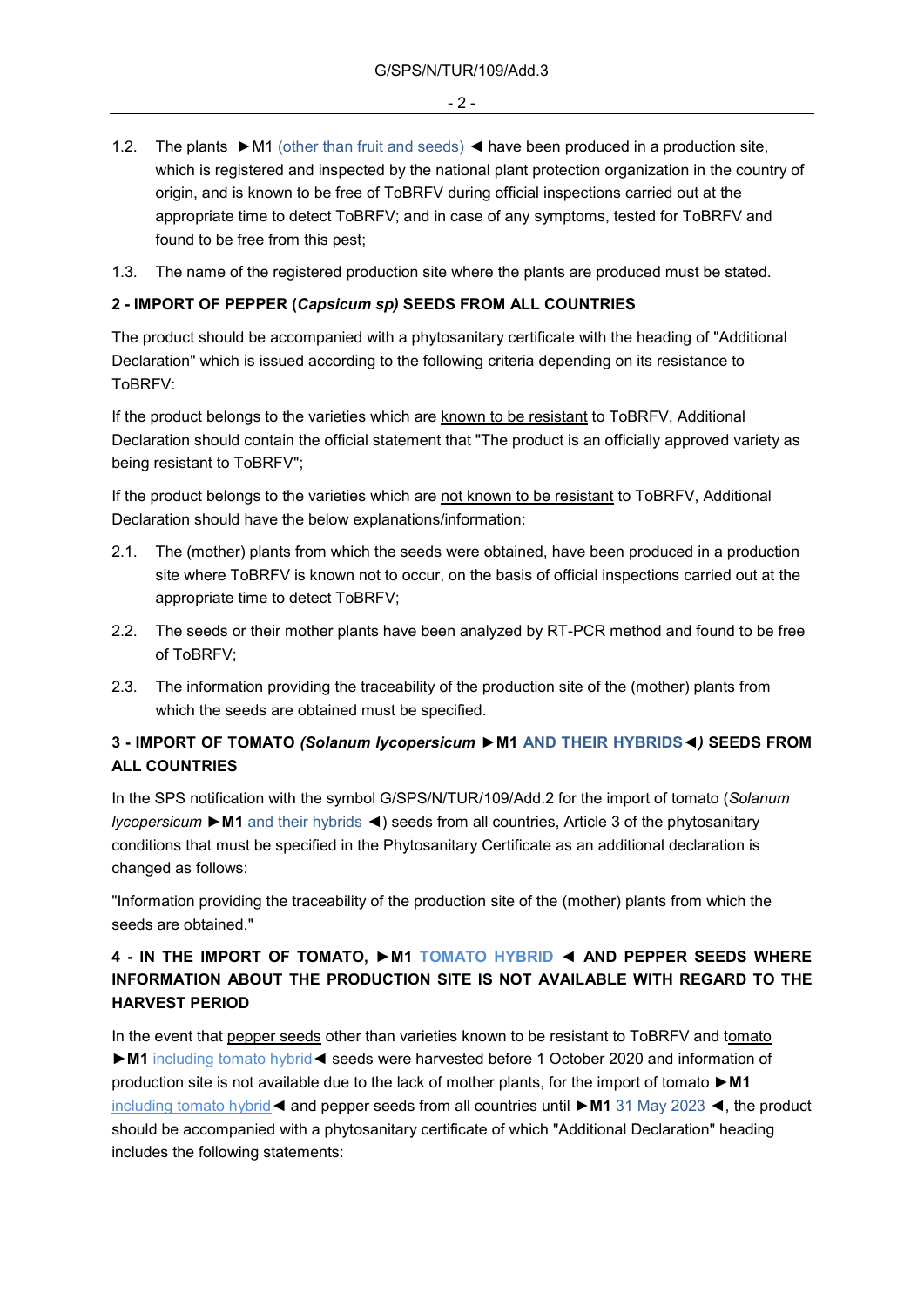1.2. The plants ►M1 (other than fruit and seeds) ◄ have been produced in a production site, which is registered and inspected by the national plant protection organization in the country of origin, and is known to be free of ToBRFV during official inspections carried out at the appropriate time to detect ToBRFV; and in case of any symptoms, tested for ToBRFV and found to be free from this pest;

1.3. The name of the registered production site where the plants are produced must be stated.

**2 - IMPORT OF PEPPER (*Capsicum sp)* SEEDS FROM ALL COUNTRIES**

The product should be accompanied with a phytosanitary certificate with the heading of "Additional Declaration" which is issued according to the following criteria depending on its resistance to ToBRFV:

If the product belongs to the varieties which are known to be resistant to ToBRFV, Additional Declaration should contain the official statement that "The product is an officially approved variety as being resistant to ToBRFV";

If the product belongs to the varieties which are not known to be resistant to ToBRFV, Additional Declaration should have the below explanations/information:

2.1. The (mother) plants from which the seeds were obtained, have been produced in a production site where ToBRFV is known not to occur, on the basis of official inspections carried out at the appropriate time to detect ToBRFV;

2.2. The seeds or their mother plants have been analyzed by RT-PCR method and found to be free of ToBRFV;

2.3. The information providing the traceability of the production site of the (mother) plants from which the seeds are obtained must be specified.

**3 - IMPORT OF TOMATO *(Solanum lycopersicum* ►M1 AND THEIR HYBRIDS◄*)* SEEDS FROM ALL COUNTRIES**

In the SPS notification with the symbol G/SPS/N/TUR/109/Add.2 for the import of tomato (*Solanum lycopersicum* ►**M1** and their hybrids ◄) seeds from all countries, Article 3 of the phytosanitary conditions that must be specified in the Phytosanitary Certificate as an additional declaration is changed as follows:

"Information providing the traceability of the production site of the (mother) plants from which the seeds are obtained."

**4 - IN THE IMPORT OF TOMATO, ►M1 TOMATO HYBRID ◄ AND PEPPER SEEDS WHERE INFORMATION ABOUT THE PRODUCTION SITE IS NOT AVAILABLE WITH REGARD TO THE HARVEST PERIOD**

In the event that pepper seeds other than varieties known to be resistant to ToBRFV and tomato ►**M1** including tomato hybrid◄ seeds were harvested before 1 October 2020 and information of production site is not available due to the lack of mother plants, for the import of tomato ►**M1** including tomato hybrid◄ and pepper seeds from all countries until ►**M1** 31 May 2023 ◄, the product should be accompanied with a phytosanitary certificate of which "Additional Declaration" heading includes the following statements: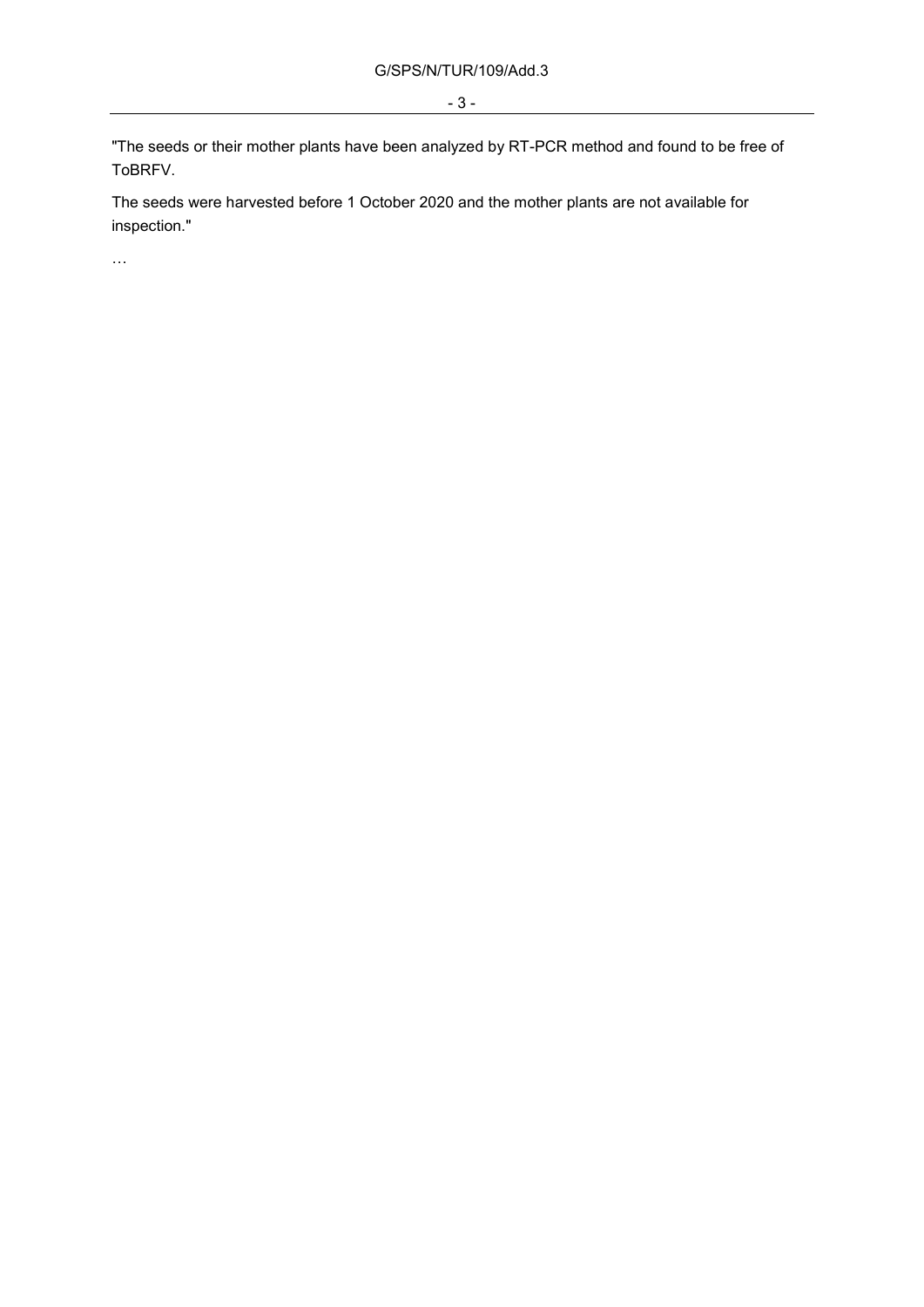"The seeds or their mother plants have been analyzed by RT-PCR method and found to be free of ToBRFV.

The seeds were harvested before 1 October 2020 and the mother plants are not available for inspection."

…